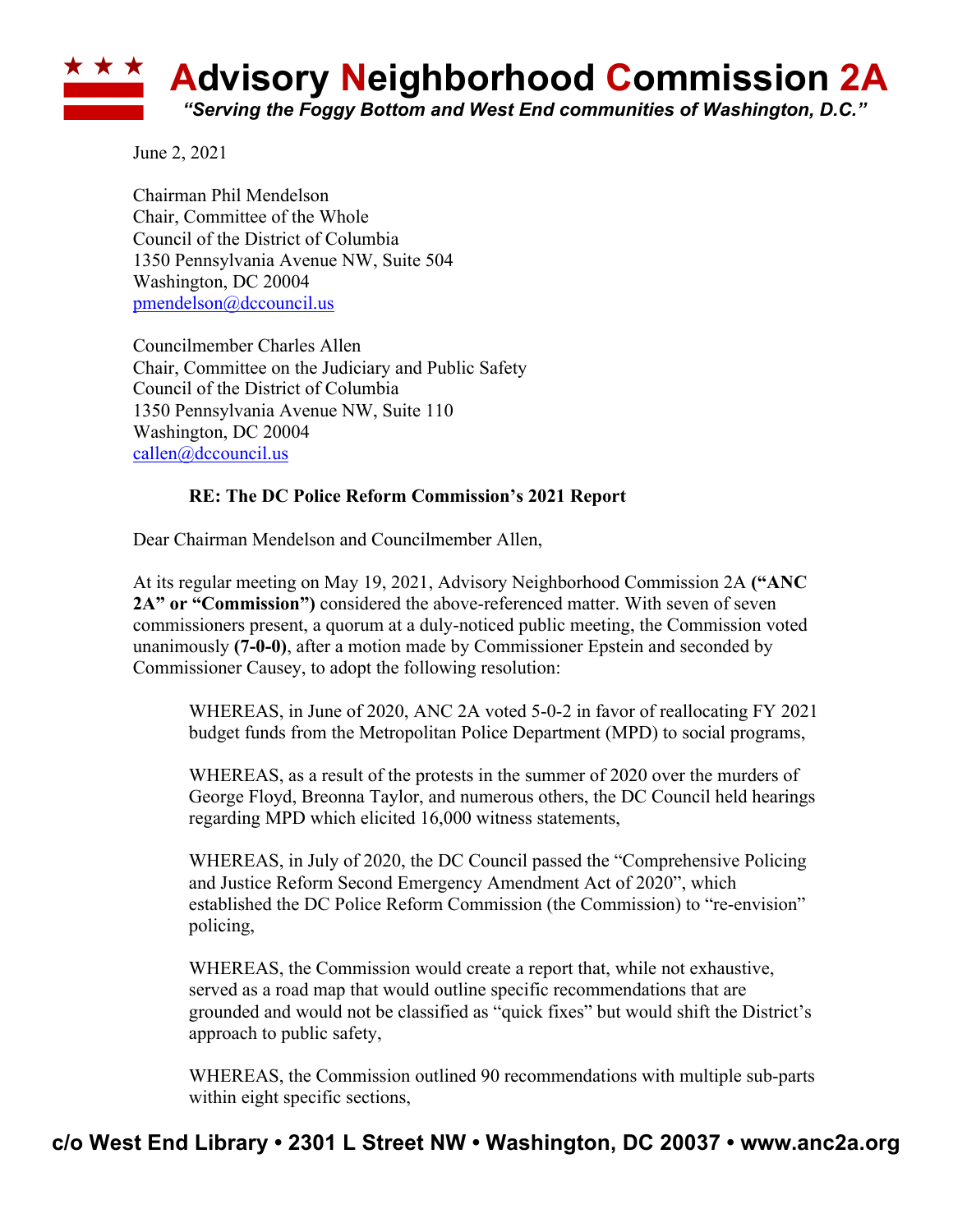# Advisory Neighborhood Commission 2A

***"Serving the Foggy Bottom and West End communities of Washington, D.C."***

June 2, 2021

Chairman Phil Mendelson
Chair, Committee of the Whole
Council of the District of Columbia
1350 Pennsylvania Avenue NW, Suite 504
Washington, DC 20004
pmendelson@dccouncil.us

Councilmember Charles Allen
Chair, Committee on the Judiciary and Public Safety
Council of the District of Columbia
1350 Pennsylvania Avenue NW, Suite 110
Washington, DC 20004
callen@dccouncil.us

**RE: The DC Police Reform Commission's 2021 Report**

Dear Chairman Mendelson and Councilmember Allen,

At its regular meeting on May 19, 2021, Advisory Neighborhood Commission 2A **("ANC 2A" or "Commission")** considered the above-referenced matter. With seven of seven commissioners present, a quorum at a duly-noticed public meeting, the Commission voted unanimously **(7-0-0)**, after a motion made by Commissioner Epstein and seconded by Commissioner Causey, to adopt the following resolution:

> WHEREAS, in June of 2020, ANC 2A voted 5-0-2 in favor of reallocating FY 2021 budget funds from the Metropolitan Police Department (MPD) to social programs,
>
> WHEREAS, as a result of the protests in the summer of 2020 over the murders of George Floyd, Breonna Taylor, and numerous others, the DC Council held hearings regarding MPD which elicited 16,000 witness statements,
>
> WHEREAS, in July of 2020, the DC Council passed the "Comprehensive Policing and Justice Reform Second Emergency Amendment Act of 2020", which established the DC Police Reform Commission (the Commission) to "re-envision" policing,
>
> WHEREAS, the Commission would create a report that, while not exhaustive, served as a road map that would outline specific recommendations that are grounded and would not be classified as "quick fixes" but would shift the District's approach to public safety,
>
> WHEREAS, the Commission outlined 90 recommendations with multiple sub-parts within eight specific sections,

c/o West End Library • 2301 L Street NW • Washington, DC 20037 • www.anc2a.org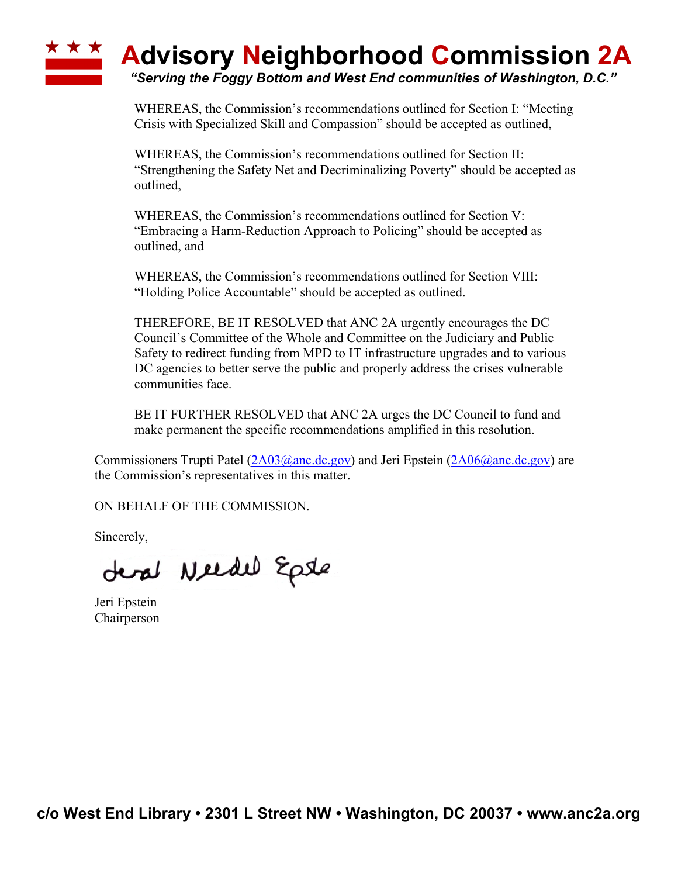# Advisory Neighborhood Commission 2A

*"Serving the Foggy Bottom and West End communities of Washington, D.C."*

WHEREAS, the Commission's recommendations outlined for Section I: "Meeting Crisis with Specialized Skill and Compassion" should be accepted as outlined,

WHEREAS, the Commission's recommendations outlined for Section II: "Strengthening the Safety Net and Decriminalizing Poverty" should be accepted as outlined,

WHEREAS, the Commission's recommendations outlined for Section V: "Embracing a Harm-Reduction Approach to Policing" should be accepted as outlined, and

WHEREAS, the Commission's recommendations outlined for Section VIII: "Holding Police Accountable" should be accepted as outlined.

THEREFORE, BE IT RESOLVED that ANC 2A urgently encourages the DC Council's Committee of the Whole and Committee on the Judiciary and Public Safety to redirect funding from MPD to IT infrastructure upgrades and to various DC agencies to better serve the public and properly address the crises vulnerable communities face.

BE IT FURTHER RESOLVED that ANC 2A urges the DC Council to fund and make permanent the specific recommendations amplified in this resolution.

Commissioners Trupti Patel (2A03@anc.dc.gov) and Jeri Epstein (2A06@anc.dc.gov) are the Commission's representatives in this matter.

ON BEHALF OF THE COMMISSION.

Sincerely,

Jeri Epstein
Chairperson

c/o West End Library • 2301 L Street NW • Washington, DC 20037 • www.anc2a.org